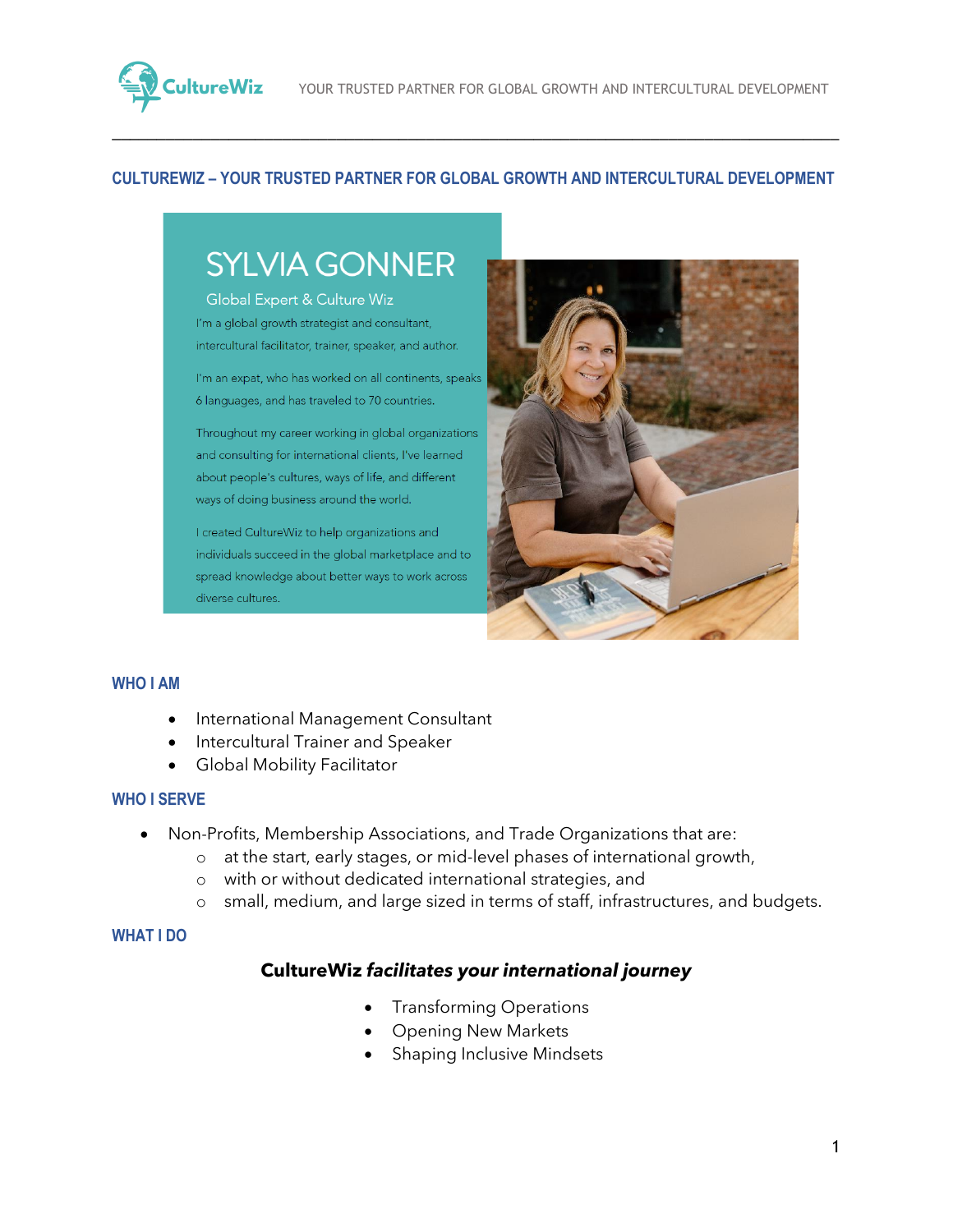## CULTUREWIZ – YOUR TRUSTED PARTNER FOR GLOBAL GROWTH AND INTERCULTURAL DEVELOPMENT

# SYLVIA GONNER

Global Expert & Culture Wiz

I'm a global growth strategist and consultant, intercultural facilitator, trainer, speaker, and author.

I'm an expat, who has worked on all continents, speaks 6 languages, and has traveled to 70 countries.

Throughout my career working in global organizations and consulting for international clients, I've learned about people's cultures, ways of life, and different ways of doing business around the world.

I created CultureWiz to help organizations and individuals succeed in the global marketplace and to spread knowledge about better ways to work across diverse cultures.

### WHO I AM

- International Management Consultant
- Intercultural Trainer and Speaker
- Global Mobility Facilitator

### WHO I SERVE

- Non-Profits, Membership Associations, and Trade Organizations that are:
  - at the start, early stages, or mid-level phases of international growth,
  - with or without dedicated international strategies, and
  - small, medium, and large sized in terms of staff, infrastructures, and budgets.

### WHAT I DO

**CultureWiz *facilitates your international journey***

- Transforming Operations
- Opening New Markets
- Shaping Inclusive Mindsets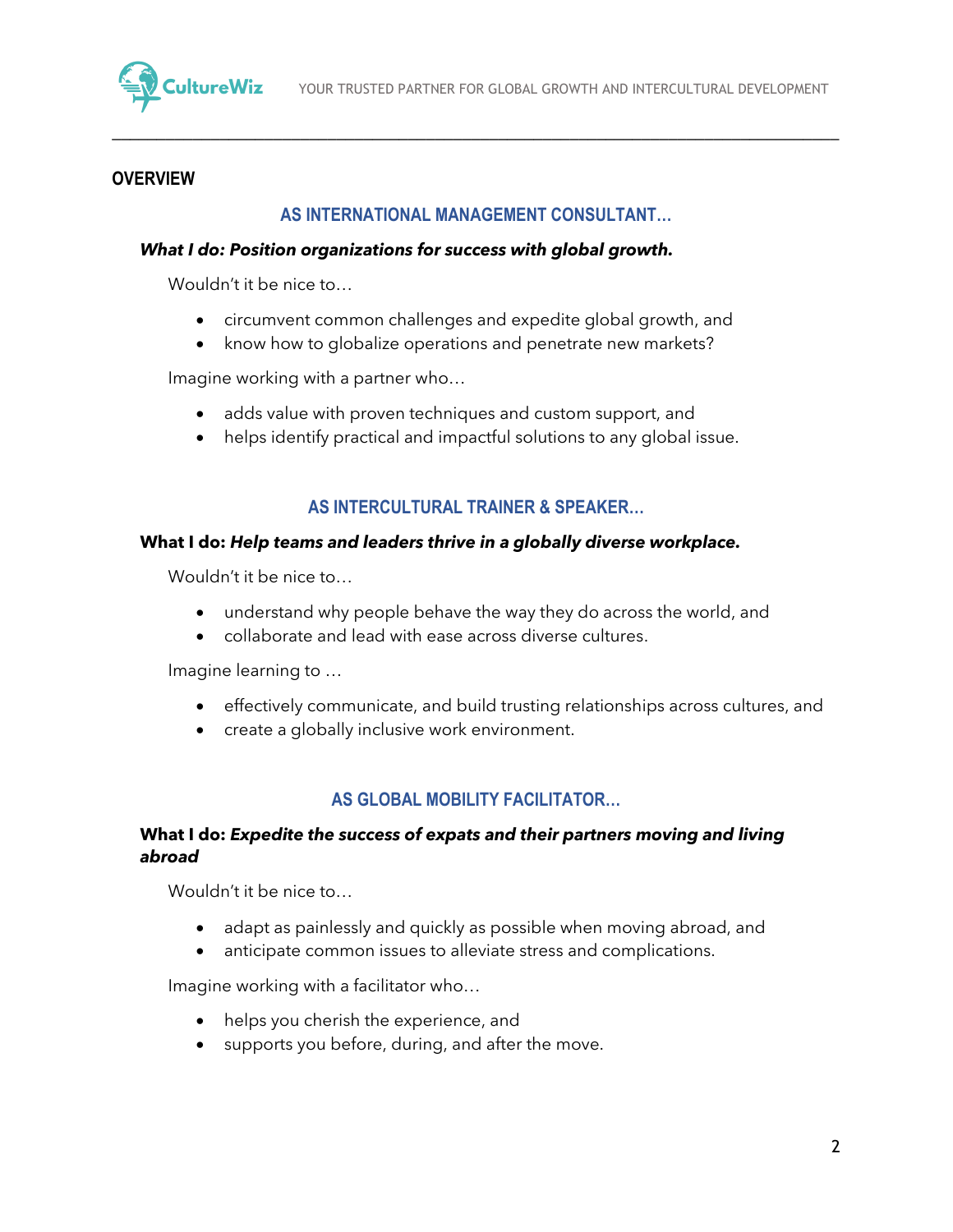## OVERVIEW

### AS INTERNATIONAL MANAGEMENT CONSULTANT…

***What I do: Position organizations for success with global growth.***

Wouldn't it be nice to…

- circumvent common challenges and expedite global growth, and
- know how to globalize operations and penetrate new markets?

Imagine working with a partner who…

- adds value with proven techniques and custom support, and
- helps identify practical and impactful solutions to any global issue.

### AS INTERCULTURAL TRAINER & SPEAKER…

**What I do:** ***Help teams and leaders thrive in a globally diverse workplace.***

Wouldn't it be nice to…

- understand why people behave the way they do across the world, and
- collaborate and lead with ease across diverse cultures.

Imagine learning to …

- effectively communicate, and build trusting relationships across cultures, and
- create a globally inclusive work environment.

### AS GLOBAL MOBILITY FACILITATOR…

**What I do:** ***Expedite the success of expats and their partners moving and living abroad***

Wouldn't it be nice to…

- adapt as painlessly and quickly as possible when moving abroad, and
- anticipate common issues to alleviate stress and complications.

Imagine working with a facilitator who…

- helps you cherish the experience, and
- supports you before, during, and after the move.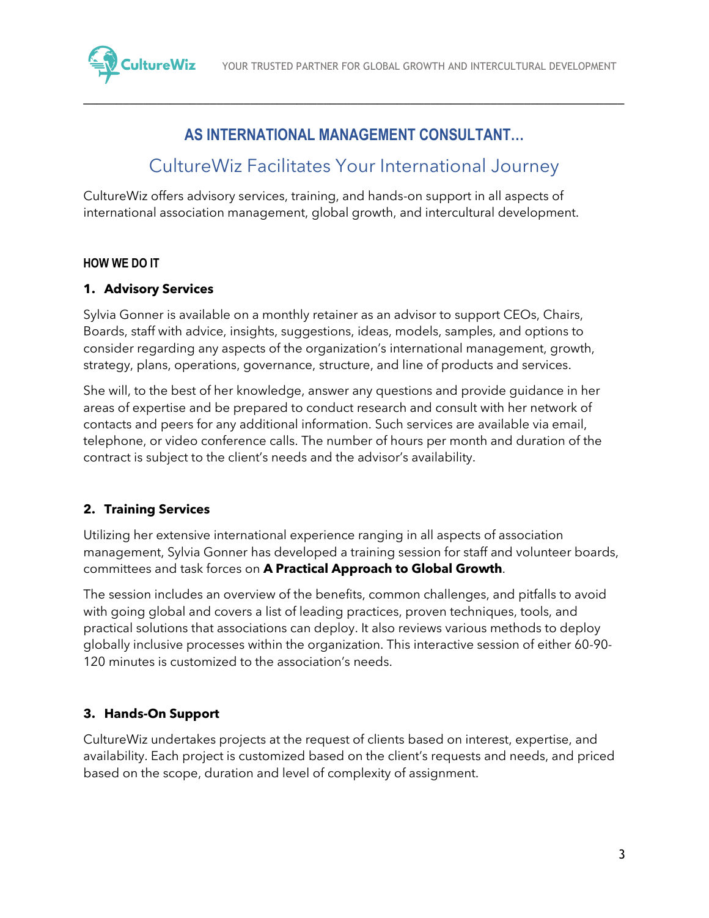## AS INTERNATIONAL MANAGEMENT CONSULTANT…

### CultureWiz Facilitates Your International Journey

CultureWiz offers advisory services, training, and hands-on support in all aspects of international association management, global growth, and intercultural development.

#### HOW WE DO IT

**1. Advisory Services**

Sylvia Gonner is available on a monthly retainer as an advisor to support CEOs, Chairs, Boards, staff with advice, insights, suggestions, ideas, models, samples, and options to consider regarding any aspects of the organization's international management, growth, strategy, plans, operations, governance, structure, and line of products and services.

She will, to the best of her knowledge, answer any questions and provide guidance in her areas of expertise and be prepared to conduct research and consult with her network of contacts and peers for any additional information. Such services are available via email, telephone, or video conference calls. The number of hours per month and duration of the contract is subject to the client's needs and the advisor's availability.

**2. Training Services**

Utilizing her extensive international experience ranging in all aspects of association management, Sylvia Gonner has developed a training session for staff and volunteer boards, committees and task forces on **A Practical Approach to Global Growth**.

The session includes an overview of the benefits, common challenges, and pitfalls to avoid with going global and covers a list of leading practices, proven techniques, tools, and practical solutions that associations can deploy. It also reviews various methods to deploy globally inclusive processes within the organization. This interactive session of either 60-90-120 minutes is customized to the association's needs.

**3. Hands-On Support**

CultureWiz undertakes projects at the request of clients based on interest, expertise, and availability. Each project is customized based on the client's requests and needs, and priced based on the scope, duration and level of complexity of assignment.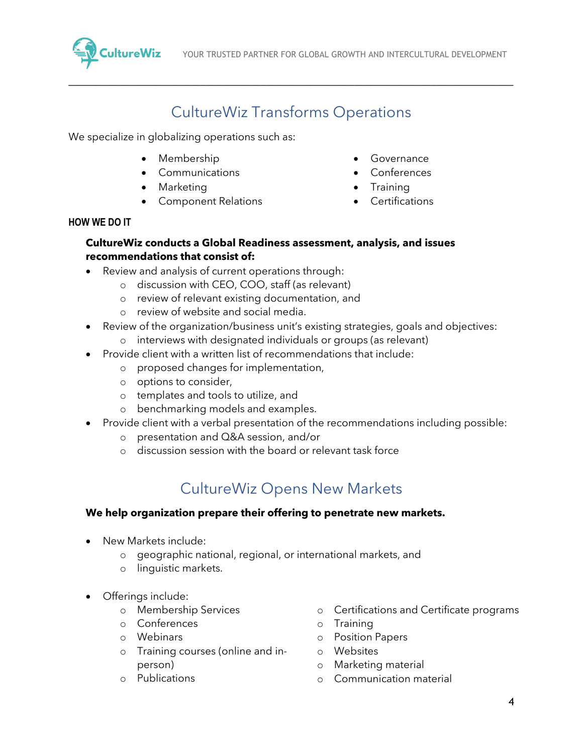## CultureWiz Transforms Operations

We specialize in globalizing operations such as:

- Membership
- Communications
- Marketing
- Component Relations
- Governance
- Conferences
- Training
- Certifications

### HOW WE DO IT

**CultureWiz conducts a Global Readiness assessment, analysis, and issues recommendations that consist of:**

- Review and analysis of current operations through:
    - discussion with CEO, COO, staff (as relevant)
    - review of relevant existing documentation, and
    - review of website and social media.
- Review of the organization/business unit's existing strategies, goals and objectives:
    - interviews with designated individuals or groups (as relevant)
- Provide client with a written list of recommendations that include:
    - proposed changes for implementation,
    - options to consider,
    - templates and tools to utilize, and
    - benchmarking models and examples.
- Provide client with a verbal presentation of the recommendations including possible:
    - presentation and Q&A session, and/or
    - discussion session with the board or relevant task force

## CultureWiz Opens New Markets

**We help organization prepare their offering to penetrate new markets.**

- New Markets include:
    - geographic national, regional, or international markets, and
    - linguistic markets.

- Offerings include:
    - Membership Services
    - Conferences
    - Webinars
    - Training courses (online and in-person)
    - Publications
    - Certifications and Certificate programs
    - Training
    - Position Papers
    - Websites
    - Marketing material
    - Communication material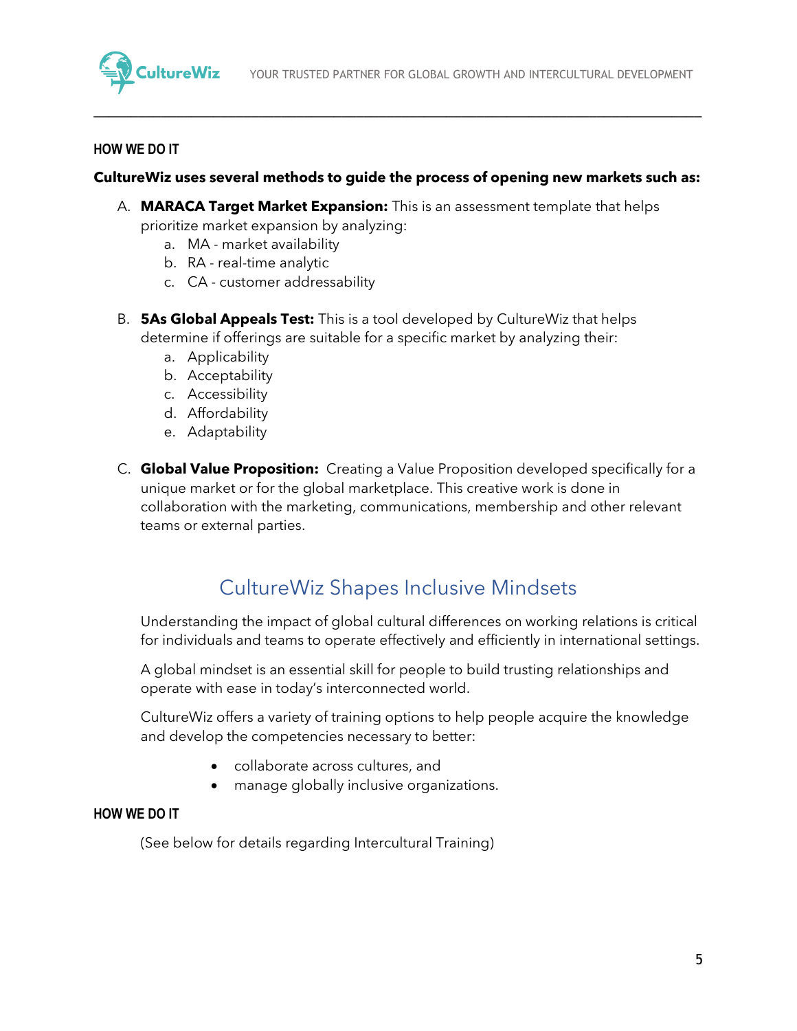### HOW WE DO IT

**CultureWiz uses several methods to guide the process of opening new markets such as:**

A. **MARACA Target Market Expansion:** This is an assessment template that helps prioritize market expansion by analyzing:
   a. MA - market availability
   b. RA - real-time analytic
   c. CA - customer addressability

B. **5As Global Appeals Test:** This is a tool developed by CultureWiz that helps determine if offerings are suitable for a specific market by analyzing their:
   a. Applicability
   b. Acceptability
   c. Accessibility
   d. Affordability
   e. Adaptability

C. **Global Value Proposition:** Creating a Value Proposition developed specifically for a unique market or for the global marketplace. This creative work is done in collaboration with the marketing, communications, membership and other relevant teams or external parties.

## CultureWiz Shapes Inclusive Mindsets

Understanding the impact of global cultural differences on working relations is critical for individuals and teams to operate effectively and efficiently in international settings.

A global mindset is an essential skill for people to build trusting relationships and operate with ease in today's interconnected world.

CultureWiz offers a variety of training options to help people acquire the knowledge and develop the competencies necessary to better:

- collaborate across cultures, and
- manage globally inclusive organizations.

### HOW WE DO IT

(See below for details regarding Intercultural Training)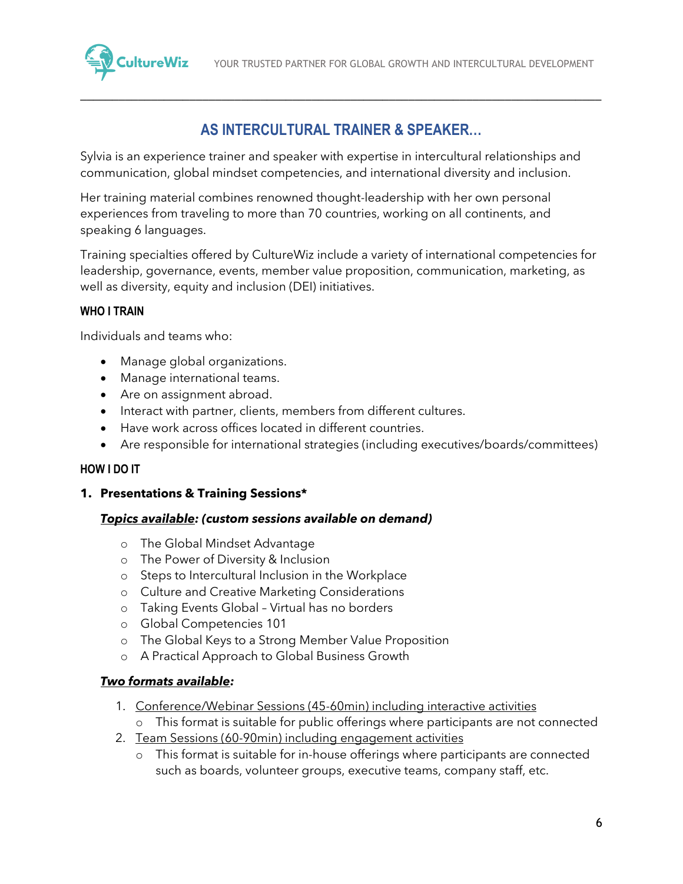## AS INTERCULTURAL TRAINER & SPEAKER...

Sylvia is an experience trainer and speaker with expertise in intercultural relationships and communication, global mindset competencies, and international diversity and inclusion.

Her training material combines renowned thought-leadership with her own personal experiences from traveling to more than 70 countries, working on all continents, and speaking 6 languages.

Training specialties offered by CultureWiz include a variety of international competencies for leadership, governance, events, member value proposition, communication, marketing, as well as diversity, equity and inclusion (DEI) initiatives.

### WHO I TRAIN

Individuals and teams who:

- Manage global organizations.
- Manage international teams.
- Are on assignment abroad.
- Interact with partner, clients, members from different cultures.
- Have work across offices located in different countries.
- Are responsible for international strategies (including executives/boards/committees)

### HOW I DO IT

**1. Presentations & Training Sessions***

***Topics available*: (custom sessions available on demand)**

- The Global Mindset Advantage
- The Power of Diversity & Inclusion
- Steps to Intercultural Inclusion in the Workplace
- Culture and Creative Marketing Considerations
- Taking Events Global – Virtual has no borders
- Global Competencies 101
- The Global Keys to a Strong Member Value Proposition
- A Practical Approach to Global Business Growth

***Two formats available*:**

1. Conference/Webinar Sessions (45-60min) including interactive activities
   - This format is suitable for public offerings where participants are not connected
2. Team Sessions (60-90min) including engagement activities
   - This format is suitable for in-house offerings where participants are connected such as boards, volunteer groups, executive teams, company staff, etc.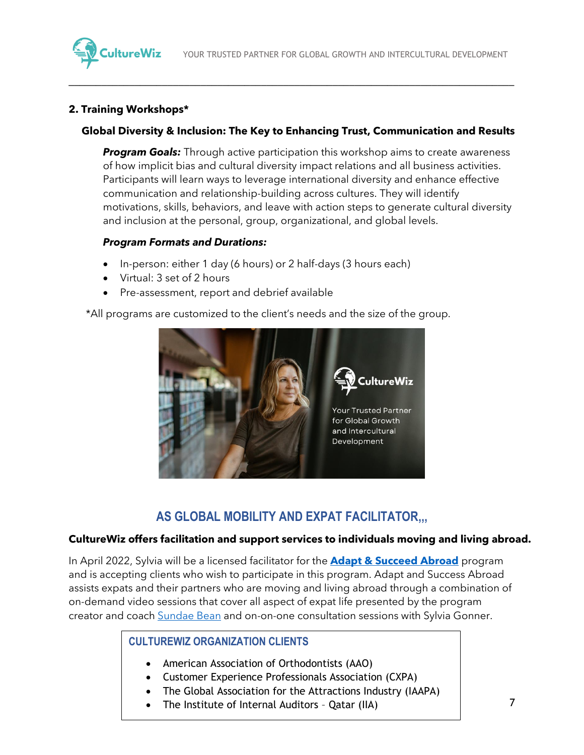## 2. Training Workshops*

### Global Diversity & Inclusion: The Key to Enhancing Trust, Communication and Results

***Program Goals:*** Through active participation this workshop aims to create awareness of how implicit bias and cultural diversity impact relations and all business activities. Participants will learn ways to leverage international diversity and enhance effective communication and relationship-building across cultures. They will identify motivations, skills, behaviors, and leave with action steps to generate cultural diversity and inclusion at the personal, group, organizational, and global levels.

***Program Formats and Durations:***

- In-person: either 1 day (6 hours) or 2 half-days (3 hours each)
- Virtual: 3 set of 2 hours
- Pre-assessment, report and debrief available

*All programs are customized to the client's needs and the size of the group.

## AS GLOBAL MOBILITY AND EXPAT FACILITATOR,,,

**CultureWiz offers facilitation and support services to individuals moving and living abroad.**

In April 2022, Sylvia will be a licensed facilitator for the **Adapt & Succeed Abroad** program and is accepting clients who wish to participate in this program. Adapt and Success Abroad assists expats and their partners who are moving and living abroad through a combination of on-demand video sessions that cover all aspect of expat life presented by the program creator and coach Sundae Bean and on-on-one consultation sessions with Sylvia Gonner.

### CULTUREWIZ ORGANIZATION CLIENTS

- American Association of Orthodontists (AAO)
- Customer Experience Professionals Association (CXPA)
- The Global Association for the Attractions Industry (IAAPA)
- The Institute of Internal Auditors - Qatar (IIA)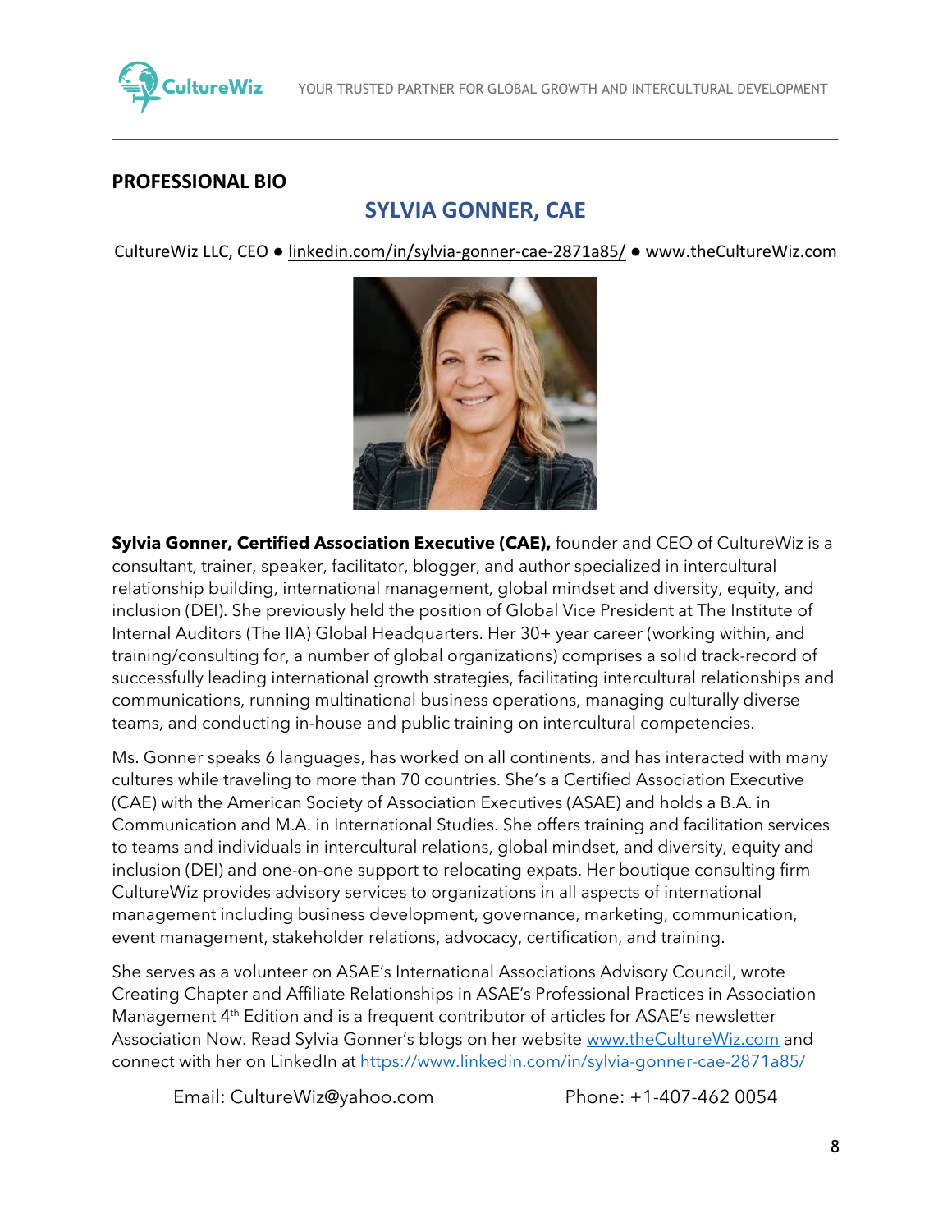## PROFESSIONAL BIO

## SYLVIA GONNER, CAE

CultureWiz LLC, CEO ● linkedin.com/in/sylvia-gonner-cae-2871a85/ ● www.theCultureWiz.com

**Sylvia Gonner, Certified Association Executive (CAE),** founder and CEO of CultureWiz is a consultant, trainer, speaker, facilitator, blogger, and author specialized in intercultural relationship building, international management, global mindset and diversity, equity, and inclusion (DEI). She previously held the position of Global Vice President at The Institute of Internal Auditors (The IIA) Global Headquarters. Her 30+ year career (working within, and training/consulting for, a number of global organizations) comprises a solid track-record of successfully leading international growth strategies, facilitating intercultural relationships and communications, running multinational business operations, managing culturally diverse teams, and conducting in-house and public training on intercultural competencies.

Ms. Gonner speaks 6 languages, has worked on all continents, and has interacted with many cultures while traveling to more than 70 countries. She's a Certified Association Executive (CAE) with the American Society of Association Executives (ASAE) and holds a B.A. in Communication and M.A. in International Studies. She offers training and facilitation services to teams and individuals in intercultural relations, global mindset, and diversity, equity and inclusion (DEI) and one-on-one support to relocating expats. Her boutique consulting firm CultureWiz provides advisory services to organizations in all aspects of international management including business development, governance, marketing, communication, event management, stakeholder relations, advocacy, certification, and training.

She serves as a volunteer on ASAE's International Associations Advisory Council, wrote Creating Chapter and Affiliate Relationships in ASAE's Professional Practices in Association Management 4th Edition and is a frequent contributor of articles for ASAE's newsletter Association Now. Read Sylvia Gonner's blogs on her website www.theCultureWiz.com and connect with her on LinkedIn at https://www.linkedin.com/in/sylvia-gonner-cae-2871a85/

Email: CultureWiz@yahoo.com Phone: +1-407-462 0054